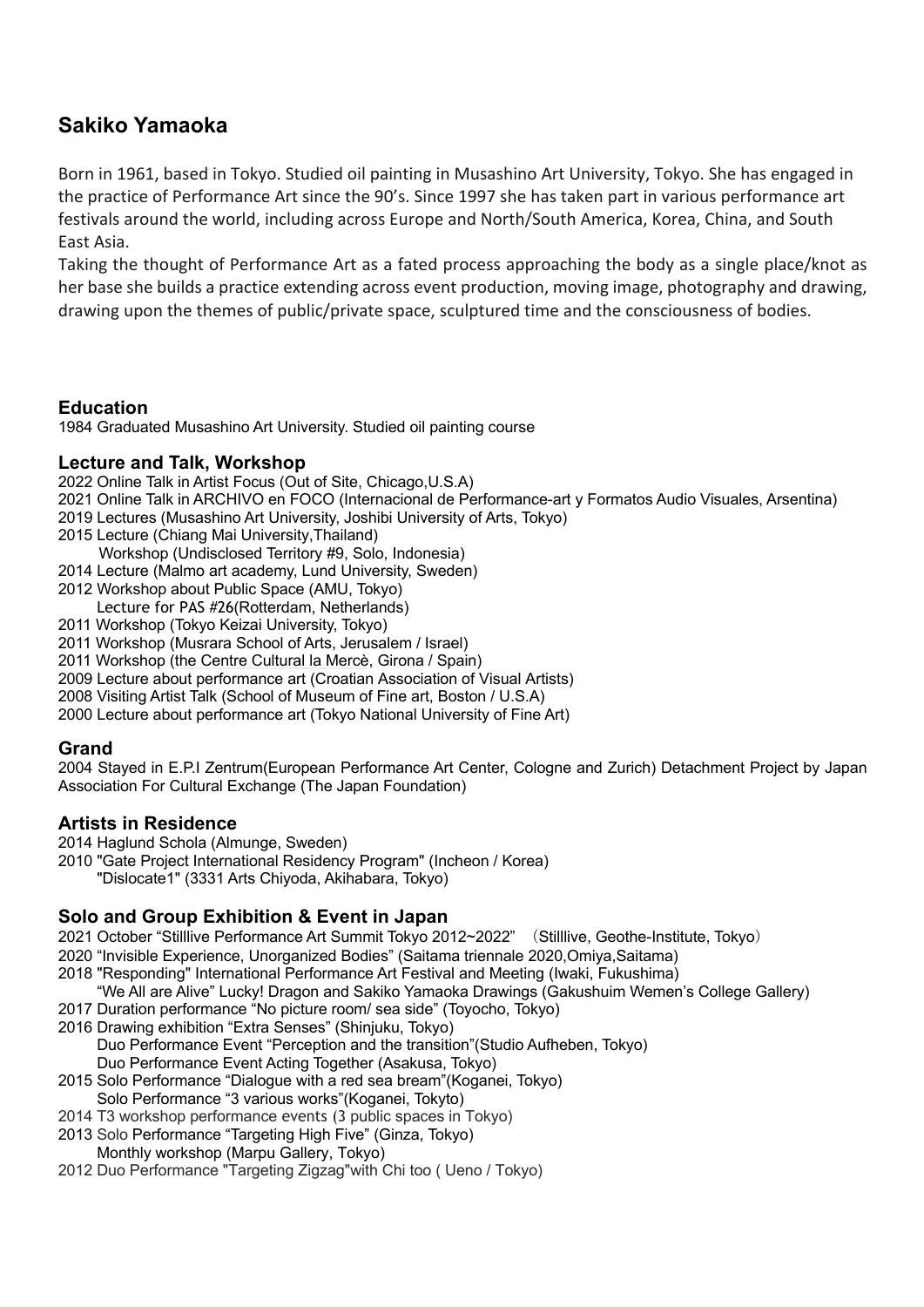# Sakiko Yamaoka

Born in 1961, based in Tokyo. Studied oil painting in Musashino Art University, Tokyo. She has engaged in the practice of Performance Art since the 90's. Since 1997 she has taken part in various performance art festivals around the world, including across Europe and North/South America, Korea, China, and South East Asia.

Taking the thought of Performance Art as a fated process approaching the body as a single place/knot as her base she builds a practice extending across event production, moving image, photography and drawing, drawing upon the themes of public/private space, sculptured time and the consciousness of bodies.

## Education

1984 Graduated Musashino Art University. Studied oil painting course

## Lecture and Talk, Workshop

2022 Online Talk in Artist Focus (Out of Site, Chicago,U.S.A)
2021 Online Talk in ARCHIVO en FOCO (Internacional de Performance-art y Formatos Audio Visuales, Arsentina)
2019 Lectures (Musashino Art University, Joshibi University of Arts, Tokyo)
2015 Lecture (Chiang Mai University,Thailand)
Workshop (Undisclosed Territory #9, Solo, Indonesia)
2014 Lecture (Malmo art academy, Lund University, Sweden)
2012 Workshop about Public Space (AMU, Tokyo)
Lecture for PAS #26(Rotterdam, Netherlands)
2011 Workshop (Tokyo Keizai University, Tokyo)
2011 Workshop (Musrara School of Arts, Jerusalem / Israel)
2011 Workshop (the Centre Cultural la Mercè, Girona / Spain)
2009 Lecture about performance art (Croatian Association of Visual Artists)
2008 Visiting Artist Talk (School of Museum of Fine art, Boston / U.S.A)
2000 Lecture about performance art (Tokyo National University of Fine Art)

## Grand

2004 Stayed in E.P.I Zentrum(European Performance Art Center, Cologne and Zurich) Detachment Project by Japan Association For Cultural Exchange (The Japan Foundation)

## Artists in Residence

2014 Haglund Schola (Almunge, Sweden)
2010 "Gate Project International Residency Program" (Incheon / Korea)
"Dislocate1" (3331 Arts Chiyoda, Akihabara, Tokyo)

## Solo and Group Exhibition & Event in Japan

2021 October "Stilllive Performance Art Summit Tokyo 2012~2022" （Stilllive, Geothe-Institute, Tokyo）
2020 "Invisible Experience, Unorganized Bodies" (Saitama triennale 2020,Omiya,Saitama)
2018 "Responding" International Performance Art Festival and Meeting (Iwaki, Fukushima)
"We All are Alive" Lucky! Dragon and Sakiko Yamaoka Drawings (Gakushuim Wemen's College Gallery)
2017 Duration performance "No picture room/ sea side" (Toyocho, Tokyo)
2016 Drawing exhibition "Extra Senses" (Shinjuku, Tokyo)
Duo Performance Event "Perception and the transition"(Studio Aufheben, Tokyo)
Duo Performance Event Acting Together (Asakusa, Tokyo)
2015 Solo Performance "Dialogue with a red sea bream"(Koganei, Tokyo)
Solo Performance "3 various works"(Koganei, Tokyto)
2014 T3 workshop performance events (3 public spaces in Tokyo)
2013 Solo Performance "Targeting High Five" (Ginza, Tokyo)
Monthly workshop (Marpu Gallery, Tokyo)
2012 Duo Performance "Targeting Zigzag"with Chi too ( Ueno / Tokyo)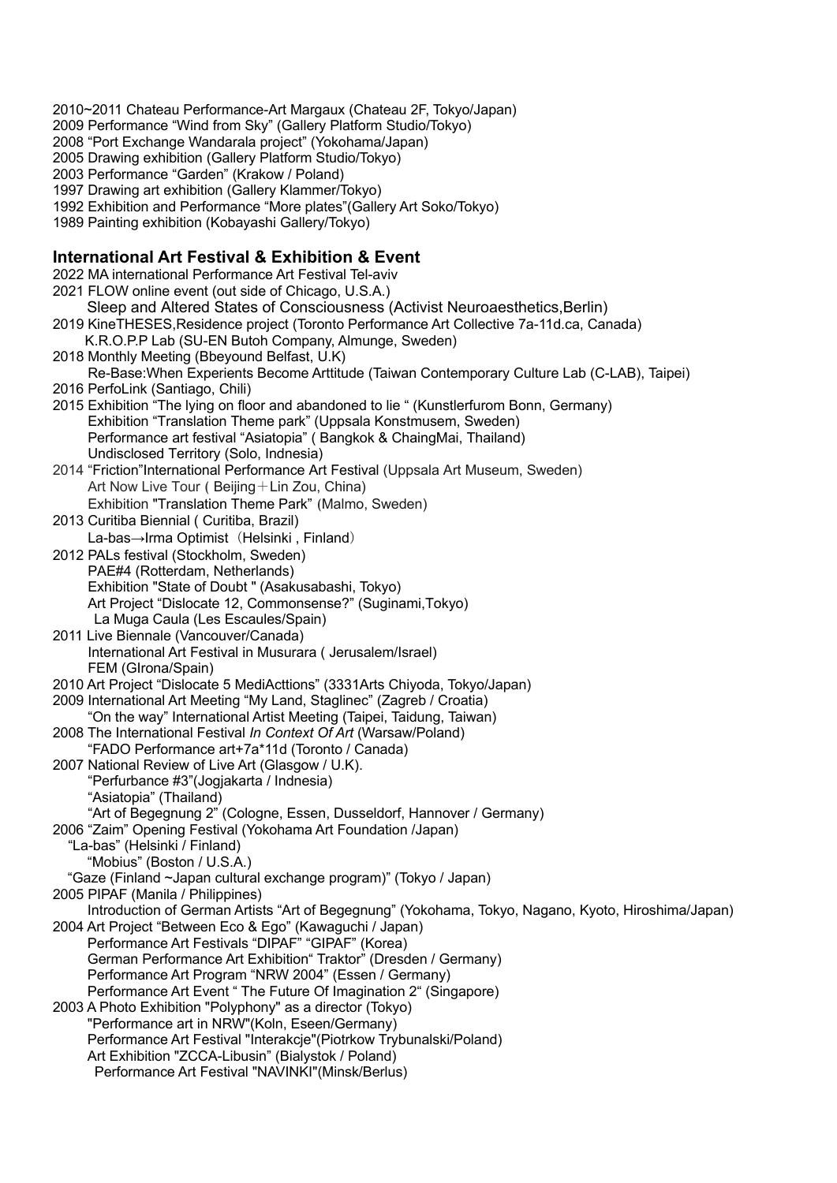2010~2011 Chateau Performance-Art Margaux (Chateau 2F, Tokyo/Japan)
2009 Performance "Wind from Sky" (Gallery Platform Studio/Tokyo)
2008 "Port Exchange Wandarala project" (Yokohama/Japan)
2005 Drawing exhibition (Gallery Platform Studio/Tokyo)
2003 Performance "Garden" (Krakow / Poland)
1997 Drawing art exhibition (Gallery Klammer/Tokyo)
1992 Exhibition and Performance "More plates"(Gallery Art Soko/Tokyo)
1989 Painting exhibition (Kobayashi Gallery/Tokyo)

## International Art Festival & Exhibition & Event

2022 MA international Performance Art Festival Tel-aviv
2021 FLOW online event (out side of Chicago, U.S.A.)
Sleep and Altered States of Consciousness (Activist Neuroaesthetics,Berlin)
2019 KineTHESES,Residence project (Toronto Performance Art Collective 7a-11d.ca, Canada)
K.R.O.P.P Lab (SU-EN Butoh Company, Almunge, Sweden)
2018 Monthly Meeting (Bbeyound Belfast, U.K)
Re-Base:When Experients Become Arttitude (Taiwan Contemporary Culture Lab (C-LAB), Taipei)
2016 PerfoLink (Santiago, Chili)
2015 Exhibition "The lying on floor and abandoned to lie " (Kunstlerfurom Bonn, Germany)
Exhibition "Translation Theme park" (Uppsala Konstmusem, Sweden)
Performance art festival "Asiatopia" ( Bangkok & ChaingMai, Thailand)
Undisclosed Territory (Solo, Indnesia)
2014 "Friction"International Performance Art Festival (Uppsala Art Museum, Sweden)
Art Now Live Tour ( Beijing＋Lin Zou, China)
Exhibition "Translation Theme Park" (Malmo, Sweden)
2013 Curitiba Biennial ( Curitiba, Brazil)
La-bas→Irma Optimist（Helsinki , Finland）
2012 PALs festival (Stockholm, Sweden)
PAE#4 (Rotterdam, Netherlands)
Exhibition "State of Doubt " (Asakusabashi, Tokyo)
Art Project "Dislocate 12, Commonsense?" (Suginami,Tokyo)
La Muga Caula (Les Escaules/Spain)
2011 Live Biennale (Vancouver/Canada)
International Art Festival in Musurara ( Jerusalem/Israel)
FEM (GIrona/Spain)
2010 Art Project "Dislocate 5 MediActtions" (3331Arts Chiyoda, Tokyo/Japan)
2009 International Art Meeting "My Land, Staglinec" (Zagreb / Croatia)
"On the way" International Artist Meeting (Taipei, Taidung, Taiwan)
2008 The International Festival *In Context Of Art* (Warsaw/Poland)
"FADO Performance art+7a*11d (Toronto / Canada)
2007 National Review of Live Art (Glasgow / U.K).
"Perfurbance #3"(Jogjakarta / Indnesia)
"Asiatopia" (Thailand)
"Art of Begegnung 2" (Cologne, Essen, Dusseldorf, Hannover / Germany)
2006 "Zaim" Opening Festival (Yokohama Art Foundation /Japan)
"La-bas" (Helsinki / Finland)
"Mobius" (Boston / U.S.A.)
"Gaze (Finland ~Japan cultural exchange program)" (Tokyo / Japan)
2005 PIPAF (Manila / Philippines)
Introduction of German Artists "Art of Begegnung" (Yokohama, Tokyo, Nagano, Kyoto, Hiroshima/Japan)
2004 Art Project "Between Eco & Ego" (Kawaguchi / Japan)
Performance Art Festivals "DIPAF" "GIPAF" (Korea)
German Performance Art Exhibition" Traktor" (Dresden / Germany)
Performance Art Program "NRW 2004" (Essen / Germany)
Performance Art Event " The Future Of Imagination 2" (Singapore)
2003 A Photo Exhibition "Polyphony" as a director (Tokyo)
"Performance art in NRW"(Koln, Eseen/Germany)
Performance Art Festival "Interakcje"(Piotrkow Trybunalski/Poland)
Art Exhibition "ZCCA-Libusin" (Bialystok / Poland)
Performance Art Festival "NAVINKI"(Minsk/Berlus)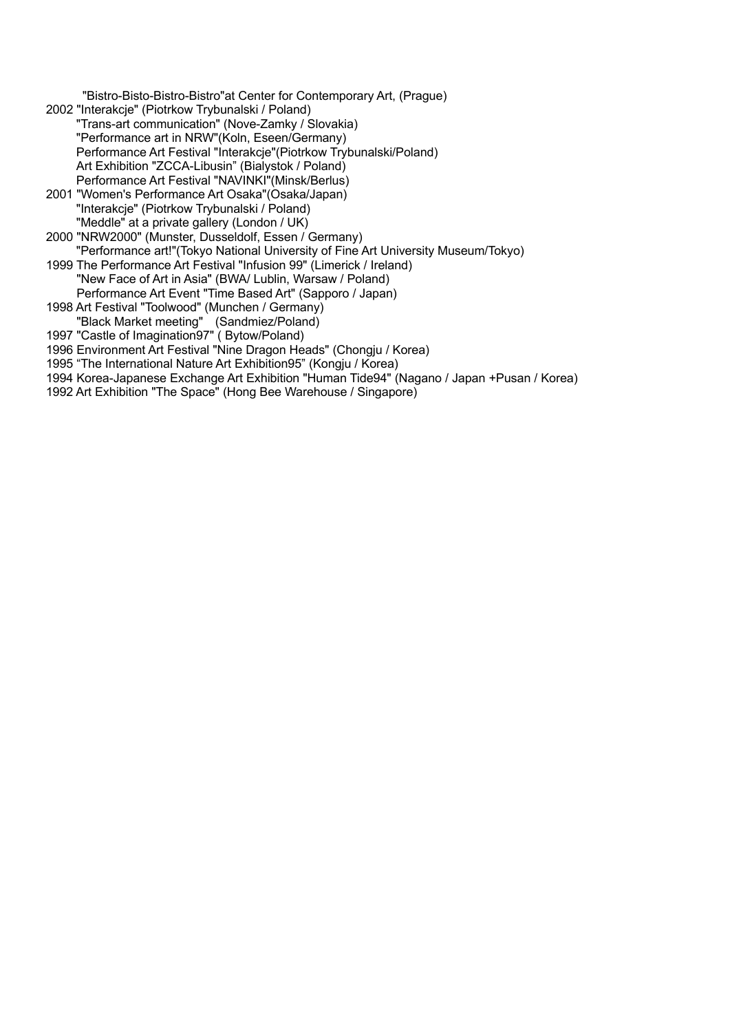"Bistro-Bisto-Bistro-Bistro"at Center for Contemporary Art, (Prague)

2002 "Interakcje" (Piotrkow Trybunalski / Poland)
"Trans-art communication" (Nove-Zamky / Slovakia)
"Performance art in NRW"(Koln, Eseen/Germany)
Performance Art Festival "Interakcje"(Piotrkow Trybunalski/Poland)
Art Exhibition "ZCCA-Libusin" (Bialystok / Poland)
Performance Art Festival "NAVINKI"(Minsk/Berlus)

2001 "Women's Performance Art Osaka"(Osaka/Japan)
"Interakcje" (Piotrkow Trybunalski / Poland)
"Meddle" at a private gallery (London / UK)

2000 "NRW2000" (Munster, Dusseldolf, Essen / Germany)
"Performance art!"(Tokyo National University of Fine Art University Museum/Tokyo)

1999 The Performance Art Festival "Infusion 99" (Limerick / Ireland)
"New Face of Art in Asia" (BWA/ Lublin, Warsaw / Poland)
Performance Art Event "Time Based Art" (Sapporo / Japan)

1998 Art Festival "Toolwood" (Munchen / Germany)
"Black Market meeting" (Sandmiez/Poland)

1997 "Castle of Imagination97" ( Bytow/Poland)

1996 Environment Art Festival "Nine Dragon Heads" (Chongju / Korea)

1995 "The International Nature Art Exhibition95" (Kongju / Korea)

1994 Korea-Japanese Exchange Art Exhibition "Human Tide94" (Nagano / Japan +Pusan / Korea)

1992 Art Exhibition "The Space" (Hong Bee Warehouse / Singapore)